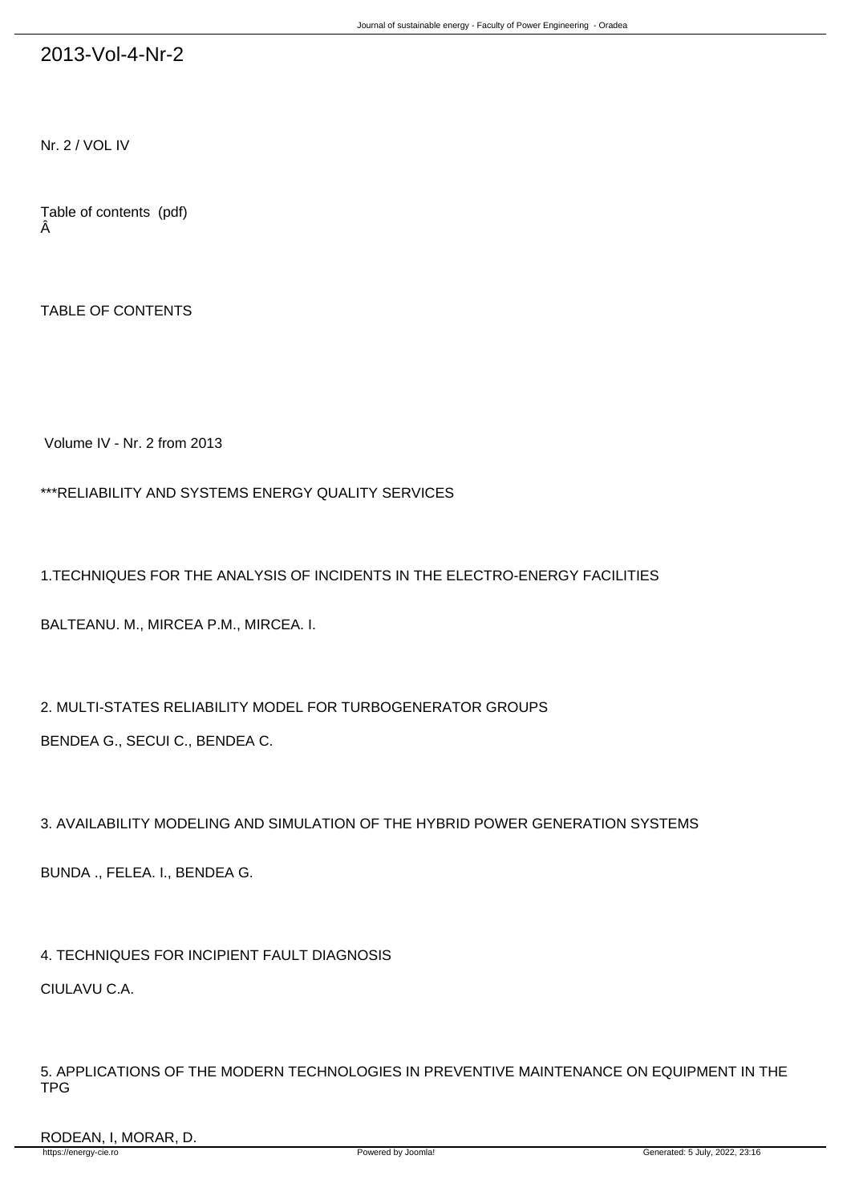# 2013-Vol-4-Nr-2

Nr. 2 / VOL IV

Table of contents (pdf)
Â

TABLE OF CONTENTS

Volume IV - Nr. 2 from 2013

***RELIABILITY AND SYSTEMS ENERGY QUALITY SERVICES

1.TECHNIQUES FOR THE ANALYSIS OF INCIDENTS IN THE ELECTRO-ENERGY FACILITIES

BALTEANU. M., MIRCEA P.M., MIRCEA. I.

2. MULTI-STATES RELIABILITY MODEL FOR TURBOGENERATOR GROUPS

BENDEA G., SECUI C., BENDEA C.

3. AVAILABILITY MODELING AND SIMULATION OF THE HYBRID POWER GENERATION SYSTEMS

BUNDA ., FELEA. I., BENDEA G.

4. TECHNIQUES FOR INCIPIENT FAULT DIAGNOSIS

CIULAVU C.A.

5. APPLICATIONS OF THE MODERN TECHNOLOGIES IN PREVENTIVE MAINTENANCE ON EQUIPMENT IN THE TPG

RODEAN, I, MORAR, D.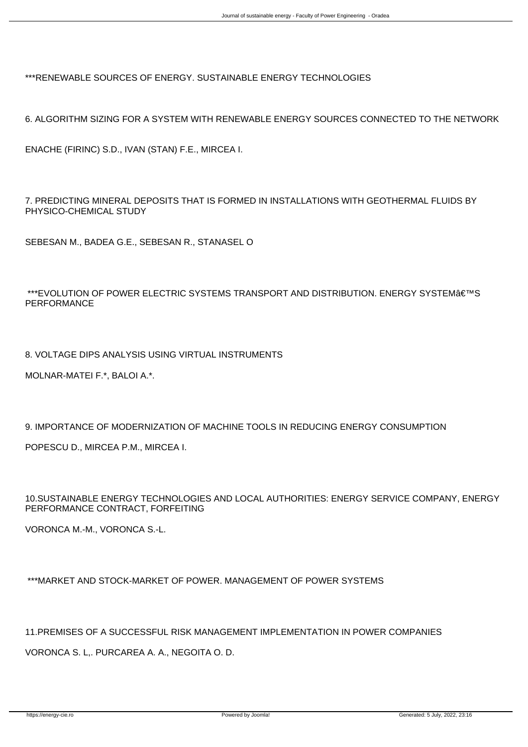***RENEWABLE SOURCES OF ENERGY. SUSTAINABLE ENERGY TECHNOLOGIES

6. ALGORITHM SIZING FOR A SYSTEM WITH RENEWABLE ENERGY SOURCES CONNECTED TO THE NETWORK

ENACHE (FIRINC) S.D., IVAN (STAN) F.E., MIRCEA I.

7. PREDICTING MINERAL DEPOSITS THAT IS FORMED IN INSTALLATIONS WITH GEOTHERMAL FLUIDS BY PHYSICO-CHEMICAL STUDY

SEBESAN M., BADEA G.E., SEBESAN R., STANASEL O

***EVOLUTION OF POWER ELECTRIC SYSTEMS TRANSPORT AND DISTRIBUTION. ENERGY SYSTEMâ€™S PERFORMANCE

8. VOLTAGE DIPS ANALYSIS USING VIRTUAL INSTRUMENTS

MOLNAR-MATEI F.*, BALOI A.*.

9. IMPORTANCE OF MODERNIZATION OF MACHINE TOOLS IN REDUCING ENERGY CONSUMPTION

POPESCU D., MIRCEA P.M., MIRCEA I.

10.SUSTAINABLE ENERGY TECHNOLOGIES AND LOCAL AUTHORITIES: ENERGY SERVICE COMPANY, ENERGY PERFORMANCE CONTRACT, FORFEITING

VORONCA M.-M., VORONCA S.-L.

***MARKET AND STOCK-MARKET OF POWER. MANAGEMENT OF POWER SYSTEMS

11.PREMISES OF A SUCCESSFUL RISK MANAGEMENT IMPLEMENTATION IN POWER COMPANIES

VORONCA S. L,. PURCAREA A. A., NEGOITA O. D.